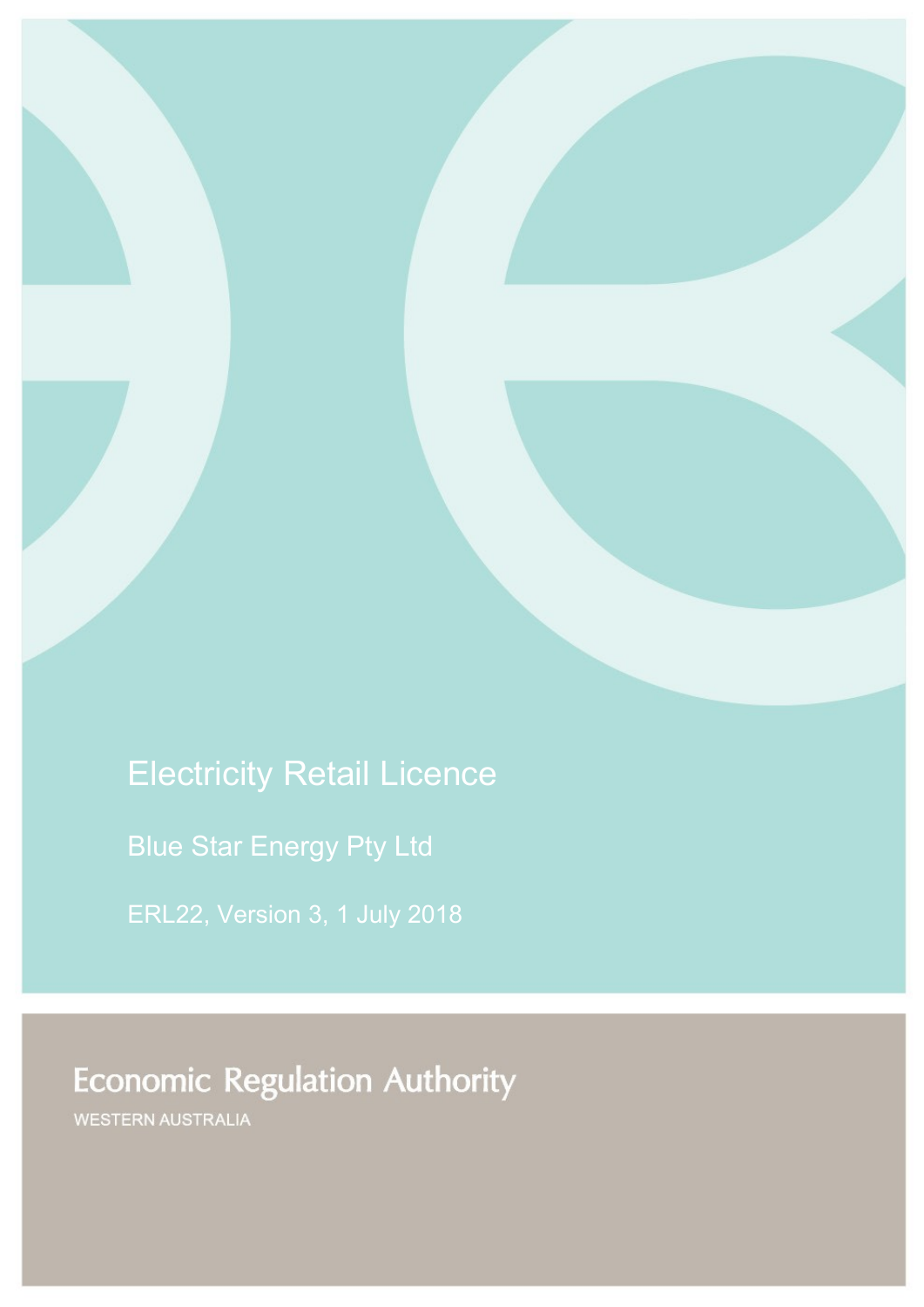# Electricity Retail Licence

## Blue Star Energy Pty Ltd

ERL22, Version 3, 1 July 2018

**Economic Regulation Authority**

WESTERN AUSTRALIA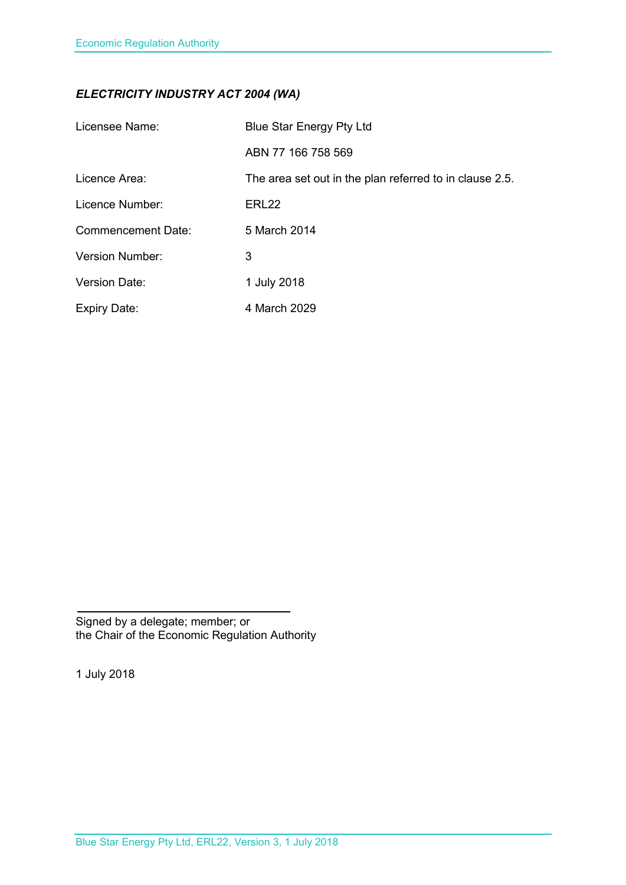***ELECTRICITY INDUSTRY ACT 2004 (WA)***

| | |
|---|---|
| Licensee Name: | Blue Star Energy Pty Ltd |
| | ABN 77 166 758 569 |
| Licence Area: | The area set out in the plan referred to in clause 2.5. |
| Licence Number: | ERL22 |
| Commencement Date: | 5 March 2014 |
| Version Number: | 3 |
| Version Date: | 1 July 2018 |
| Expiry Date: | 4 March 2029 |

Signed by a delegate; member; or
the Chair of the Economic Regulation Authority

1 July 2018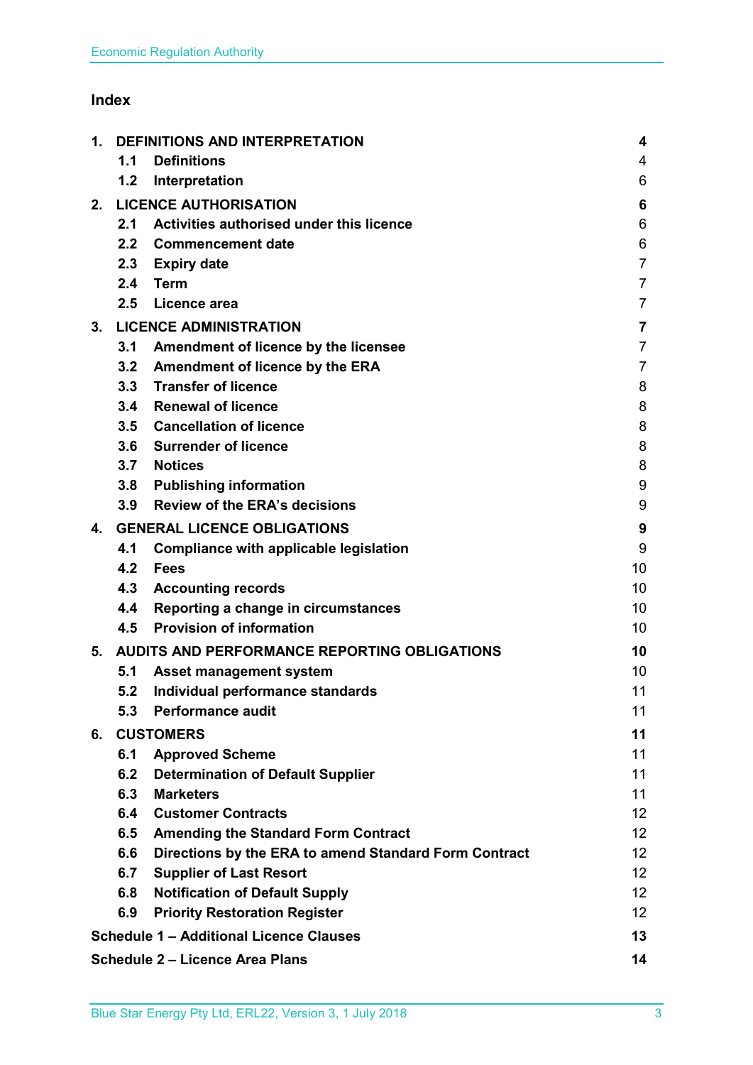## Index

| | | |
|---|---|---|
| **1.** | **DEFINITIONS AND INTERPRETATION** | **4** |
| 1.1 | Definitions | 4 |
| 1.2 | Interpretation | 6 |
| **2.** | **LICENCE AUTHORISATION** | **6** |
| 2.1 | Activities authorised under this licence | 6 |
| 2.2 | Commencement date | 6 |
| 2.3 | Expiry date | 7 |
| 2.4 | Term | 7 |
| 2.5 | Licence area | 7 |
| **3.** | **LICENCE ADMINISTRATION** | **7** |
| 3.1 | Amendment of licence by the licensee | 7 |
| 3.2 | Amendment of licence by the ERA | 7 |
| 3.3 | Transfer of licence | 8 |
| 3.4 | Renewal of licence | 8 |
| 3.5 | Cancellation of licence | 8 |
| 3.6 | Surrender of licence | 8 |
| 3.7 | Notices | 8 |
| 3.8 | Publishing information | 9 |
| 3.9 | Review of the ERA's decisions | 9 |
| **4.** | **GENERAL LICENCE OBLIGATIONS** | **9** |
| 4.1 | Compliance with applicable legislation | 9 |
| 4.2 | Fees | 10 |
| 4.3 | Accounting records | 10 |
| 4.4 | Reporting a change in circumstances | 10 |
| 4.5 | Provision of information | 10 |
| **5.** | **AUDITS AND PERFORMANCE REPORTING OBLIGATIONS** | **10** |
| 5.1 | Asset management system | 10 |
| 5.2 | Individual performance standards | 11 |
| 5.3 | Performance audit | 11 |
| **6.** | **CUSTOMERS** | **11** |
| 6.1 | Approved Scheme | 11 |
| 6.2 | Determination of Default Supplier | 11 |
| 6.3 | Marketers | 11 |
| 6.4 | Customer Contracts | 12 |
| 6.5 | Amending the Standard Form Contract | 12 |
| 6.6 | Directions by the ERA to amend Standard Form Contract | 12 |
| 6.7 | Supplier of Last Resort | 12 |
| 6.8 | Notification of Default Supply | 12 |
| 6.9 | Priority Restoration Register | 12 |
| **Schedule 1 – Additional Licence Clauses** | | **13** |
| **Schedule 2 – Licence Area Plans** | | **14** |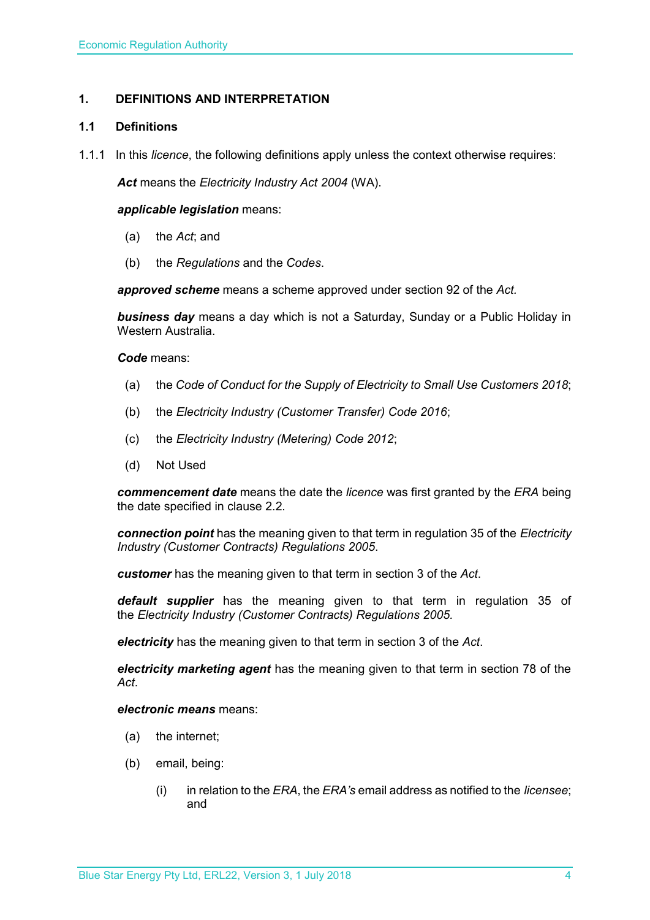## 1. DEFINITIONS AND INTERPRETATION

### 1.1 Definitions

1.1.1 In this *licence*, the following definitions apply unless the context otherwise requires:

***Act*** means the *Electricity Industry Act 2004* (WA).

***applicable legislation*** means:

(a) the *Act*; and

(b) the *Regulations* and the *Codes*.

***approved scheme*** means a scheme approved under section 92 of the *Act.*

***business day*** means a day which is not a Saturday, Sunday or a Public Holiday in Western Australia.

***Code*** means:

(a) the *Code of Conduct for the Supply of Electricity to Small Use Customers 2018*;

(b) the *Electricity Industry (Customer Transfer) Code 2016*;

(c) the *Electricity Industry (Metering) Code 2012*;

(d) Not Used

***commencement date*** means the date the *licence* was first granted by the *ERA* being the date specified in clause 2.2.

***connection point*** has the meaning given to that term in regulation 35 of the *Electricity Industry (Customer Contracts) Regulations 2005*.

***customer*** has the meaning given to that term in section 3 of the *Act*.

***default supplier*** has the meaning given to that term in regulation 35 of the *Electricity Industry (Customer Contracts) Regulations 2005.*

***electricity*** has the meaning given to that term in section 3 of the *Act*.

***electricity marketing agent*** has the meaning given to that term in section 78 of the *Act*.

***electronic means*** means:

(a) the internet;

(b) email, being:

(i) in relation to the *ERA*, the *ERA's* email address as notified to the *licensee*; and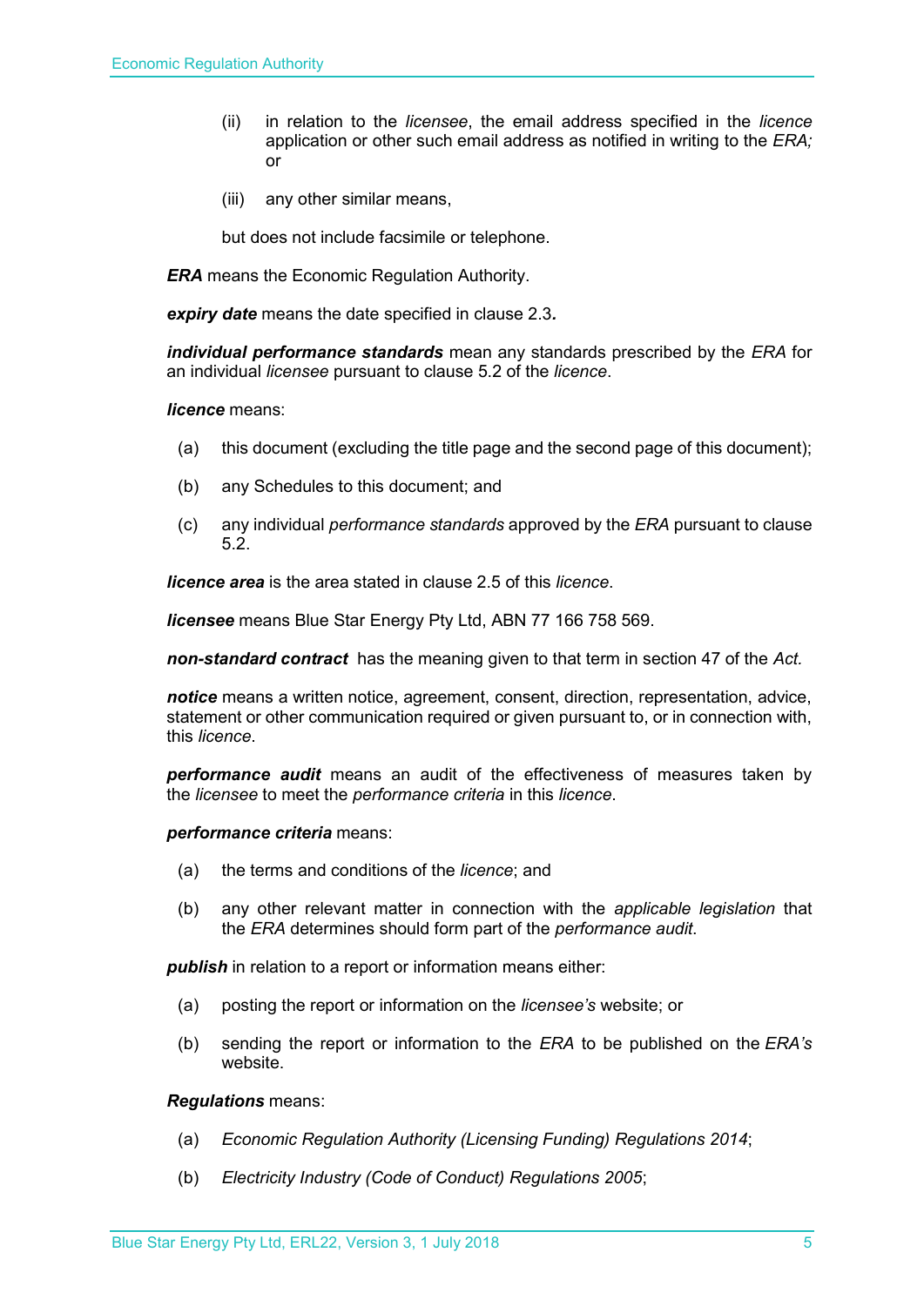(ii) in relation to the *licensee*, the email address specified in the *licence* application or other such email address as notified in writing to the *ERA;* or

(iii) any other similar means,

but does not include facsimile or telephone.

***ERA*** means the Economic Regulation Authority.

***expiry date*** means the date specified in clause 2.3**.**

***individual performance standards*** mean any standards prescribed by the *ERA* for an individual *licensee* pursuant to clause 5.2 of the *licence*.

***licence*** means:

(a) this document (excluding the title page and the second page of this document);

(b) any Schedules to this document; and

(c) any individual *performance standards* approved by the *ERA* pursuant to clause 5.2.

***licence area*** is the area stated in clause 2.5 of this *licence*.

***licensee*** means Blue Star Energy Pty Ltd, ABN 77 166 758 569.

***non-standard contract*** has the meaning given to that term in section 47 of the *Act.*

***notice*** means a written notice, agreement, consent, direction, representation, advice, statement or other communication required or given pursuant to, or in connection with, this *licence*.

***performance audit*** means an audit of the effectiveness of measures taken by the *licensee* to meet the *performance criteria* in this *licence*.

***performance criteria*** means:

(a) the terms and conditions of the *licence*; and

(b) any other relevant matter in connection with the *applicable legislation* that the *ERA* determines should form part of the *performance audit*.

***publish*** in relation to a report or information means either:

(a) posting the report or information on the *licensee's* website; or

(b) sending the report or information to the *ERA* to be published on the *ERA's* website.

***Regulations*** means:

(a) *Economic Regulation Authority (Licensing Funding) Regulations 2014*;

(b) *Electricity Industry (Code of Conduct) Regulations 2005*;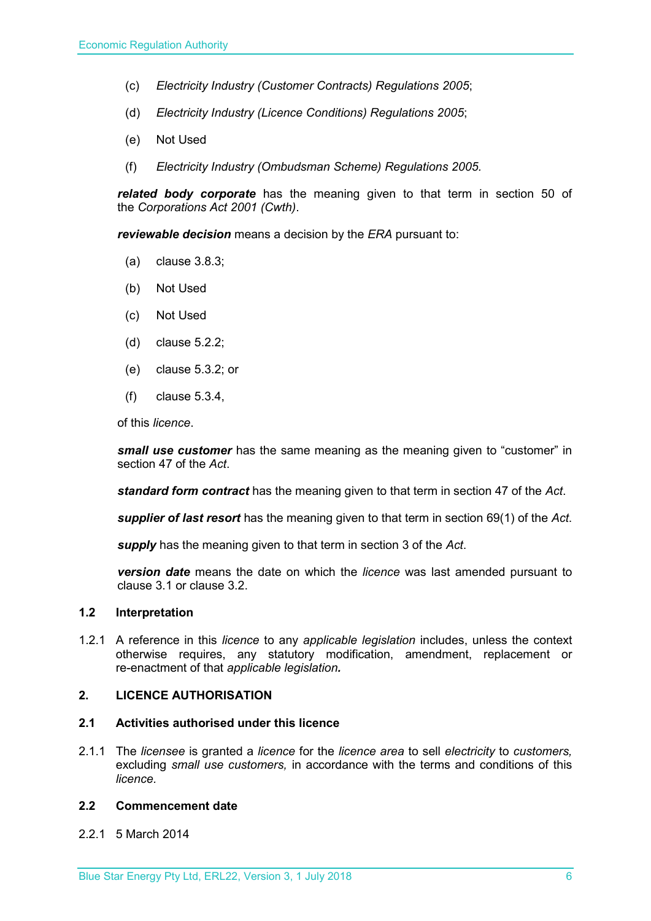(c) *Electricity Industry (Customer Contracts) Regulations 2005*;

(d) *Electricity Industry (Licence Conditions) Regulations 2005*;

(e) Not Used

(f) *Electricity Industry (Ombudsman Scheme) Regulations 2005.*

***related body corporate*** has the meaning given to that term in section 50 of the *Corporations Act 2001 (Cwth)*.

***reviewable decision*** means a decision by the *ERA* pursuant to:

(a) clause 3.8.3;

(b) Not Used

(c) Not Used

(d) clause 5.2.2;

(e) clause 5.3.2; or

(f) clause 5.3.4,

of this *licence*.

***small use customer*** has the same meaning as the meaning given to "customer" in section 47 of the *Act*.

***standard form contract*** has the meaning given to that term in section 47 of the *Act*.

***supplier of last resort*** has the meaning given to that term in section 69(1) of the *Act*.

***supply*** has the meaning given to that term in section 3 of the *Act*.

***version date*** means the date on which the *licence* was last amended pursuant to clause 3.1 or clause 3.2.

### 1.2 Interpretation

1.2.1 A reference in this *licence* to any *applicable legislation* includes, unless the context otherwise requires, any statutory modification, amendment, replacement or re-enactment of that *applicable legislation*.

## 2. LICENCE AUTHORISATION

### 2.1 Activities authorised under this licence

2.1.1 The *licensee* is granted a *licence* for the *licence area* to sell *electricity* to *customers,* excluding *small use customers,* in accordance with the terms and conditions of this *licence.*

### 2.2 Commencement date

2.2.1 5 March 2014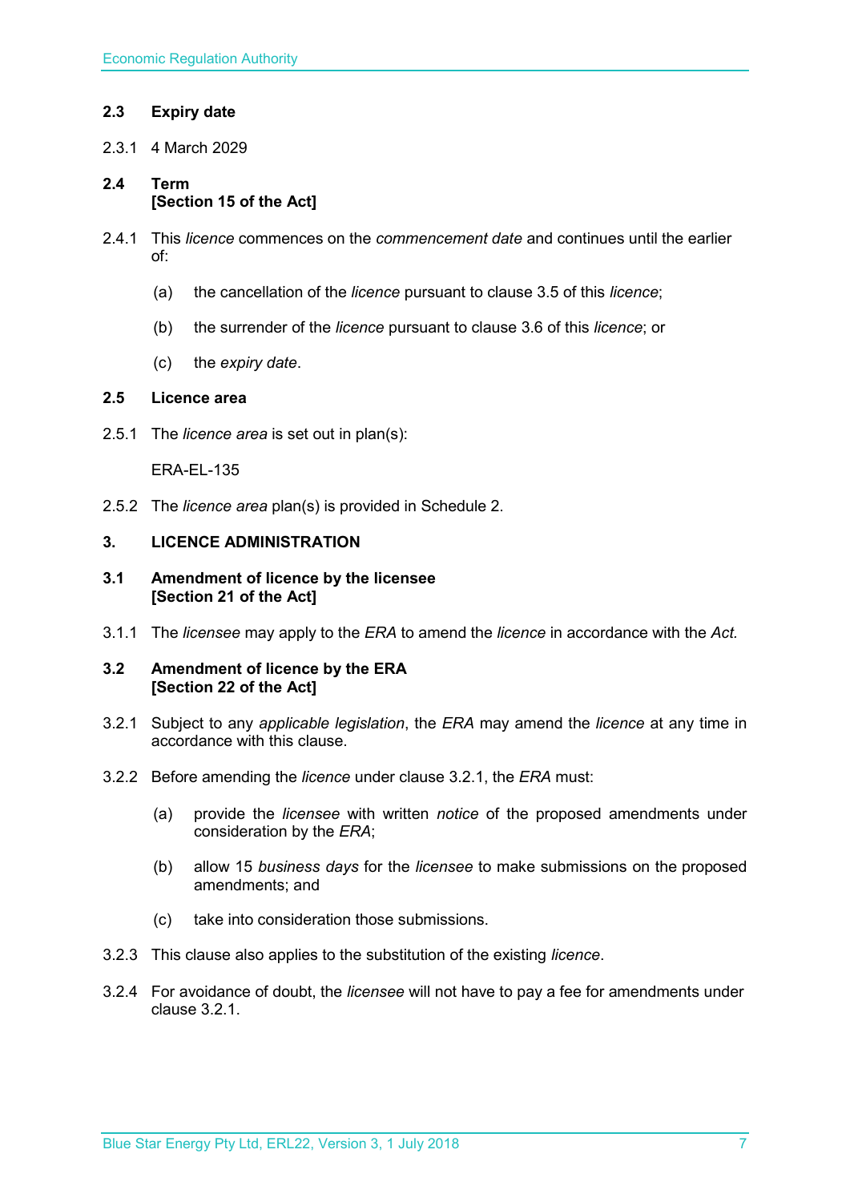### 2.3 Expiry date

2.3.1 4 March 2029

### 2.4 Term
**[Section 15 of the Act]**

2.4.1 This *licence* commences on the *commencement date* and continues until the earlier of:

(a) the cancellation of the *licence* pursuant to clause 3.5 of this *licence*;

(b) the surrender of the *licence* pursuant to clause 3.6 of this *licence*; or

(c) the *expiry date*.

### 2.5 Licence area

2.5.1 The *licence area* is set out in plan(s):

ERA-EL-135

2.5.2 The *licence area* plan(s) is provided in Schedule 2.

## 3. LICENCE ADMINISTRATION

### 3.1 Amendment of licence by the licensee
**[Section 21 of the Act]**

3.1.1 The *licensee* may apply to the *ERA* to amend the *licence* in accordance with the *Act.*

### 3.2 Amendment of licence by the ERA
**[Section 22 of the Act]**

3.2.1 Subject to any *applicable legislation*, the *ERA* may amend the *licence* at any time in accordance with this clause.

3.2.2 Before amending the *licence* under clause 3.2.1, the *ERA* must:

(a) provide the *licensee* with written *notice* of the proposed amendments under consideration by the *ERA*;

(b) allow 15 *business days* for the *licensee* to make submissions on the proposed amendments; and

(c) take into consideration those submissions.

3.2.3 This clause also applies to the substitution of the existing *licence*.

3.2.4 For avoidance of doubt, the *licensee* will not have to pay a fee for amendments under clause 3.2.1.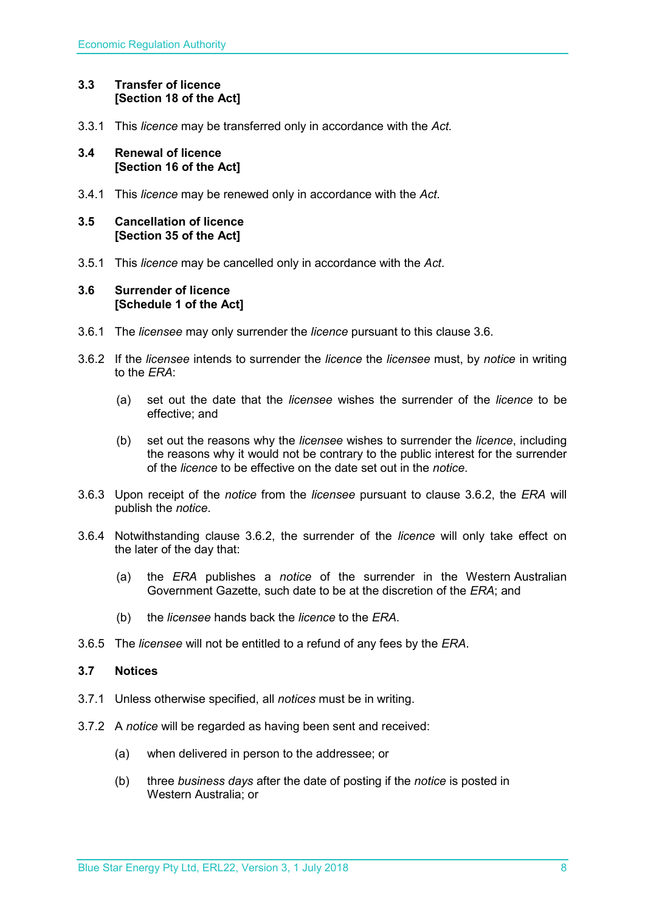### 3.3 Transfer of licence [Section 18 of the Act]

3.3.1 This *licence* may be transferred only in accordance with the *Act.*

### 3.4 Renewal of licence [Section 16 of the Act]

3.4.1 This *licence* may be renewed only in accordance with the *Act*.

### 3.5 Cancellation of licence [Section 35 of the Act]

3.5.1 This *licence* may be cancelled only in accordance with the *Act*.

### 3.6 Surrender of licence [Schedule 1 of the Act]

3.6.1 The *licensee* may only surrender the *licence* pursuant to this clause 3.6.

3.6.2 If the *licensee* intends to surrender the *licence* the *licensee* must, by *notice* in writing to the *ERA*:

(a) set out the date that the *licensee* wishes the surrender of the *licence* to be effective; and

(b) set out the reasons why the *licensee* wishes to surrender the *licence*, including the reasons why it would not be contrary to the public interest for the surrender of the *licence* to be effective on the date set out in the *notice*.

3.6.3 Upon receipt of the *notice* from the *licensee* pursuant to clause 3.6.2, the *ERA* will publish the *notice*.

3.6.4 Notwithstanding clause 3.6.2, the surrender of the *licence* will only take effect on the later of the day that:

(a) the *ERA* publishes a *notice* of the surrender in the Western Australian Government Gazette, such date to be at the discretion of the *ERA*; and

(b) the *licensee* hands back the *licence* to the *ERA*.

3.6.5 The *licensee* will not be entitled to a refund of any fees by the *ERA*.

### 3.7 Notices

3.7.1 Unless otherwise specified, all *notices* must be in writing.

3.7.2 A *notice* will be regarded as having been sent and received:

(a) when delivered in person to the addressee; or

(b) three *business days* after the date of posting if the *notice* is posted in Western Australia; or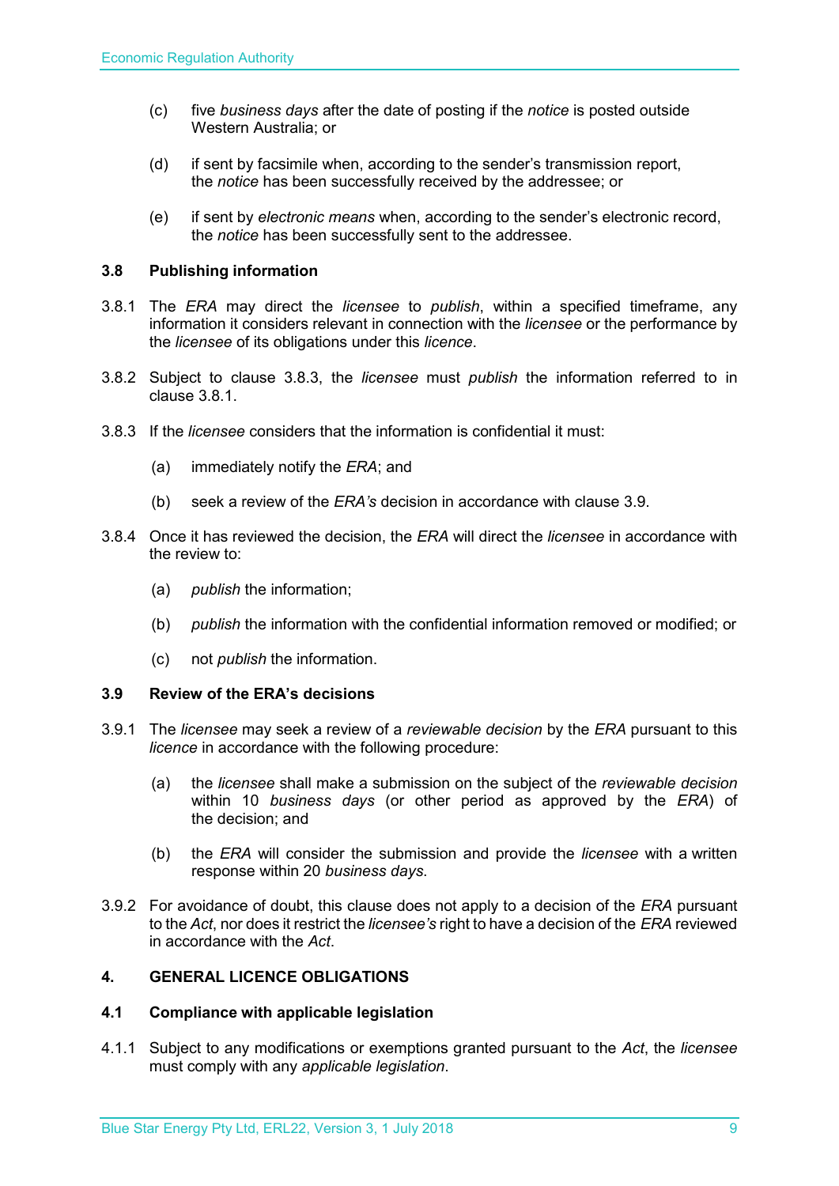(c) five *business days* after the date of posting if the *notice* is posted outside Western Australia; or

(d) if sent by facsimile when, according to the sender's transmission report, the *notice* has been successfully received by the addressee; or

(e) if sent by *electronic means* when, according to the sender's electronic record, the *notice* has been successfully sent to the addressee.

### 3.8 Publishing information

3.8.1 The *ERA* may direct the *licensee* to *publish*, within a specified timeframe, any information it considers relevant in connection with the *licensee* or the performance by the *licensee* of its obligations under this *licence*.

3.8.2 Subject to clause 3.8.3, the *licensee* must *publish* the information referred to in clause 3.8.1.

3.8.3 If the *licensee* considers that the information is confidential it must:

(a) immediately notify the *ERA*; and

(b) seek a review of the *ERA's* decision in accordance with clause 3.9.

3.8.4 Once it has reviewed the decision, the *ERA* will direct the *licensee* in accordance with the review to:

(a) *publish* the information;

(b) *publish* the information with the confidential information removed or modified; or

(c) not *publish* the information.

### 3.9 Review of the ERA's decisions

3.9.1 The *licensee* may seek a review of a *reviewable decision* by the *ERA* pursuant to this *licence* in accordance with the following procedure:

(a) the *licensee* shall make a submission on the subject of the *reviewable decision* within 10 *business days* (or other period as approved by the *ERA*) of the decision; and

(b) the *ERA* will consider the submission and provide the *licensee* with a written response within 20 *business days*.

3.9.2 For avoidance of doubt, this clause does not apply to a decision of the *ERA* pursuant to the *Act*, nor does it restrict the *licensee's* right to have a decision of the *ERA* reviewed in accordance with the *Act*.

## 4. GENERAL LICENCE OBLIGATIONS

### 4.1 Compliance with applicable legislation

4.1.1 Subject to any modifications or exemptions granted pursuant to the *Act*, the *licensee* must comply with any *applicable legislation*.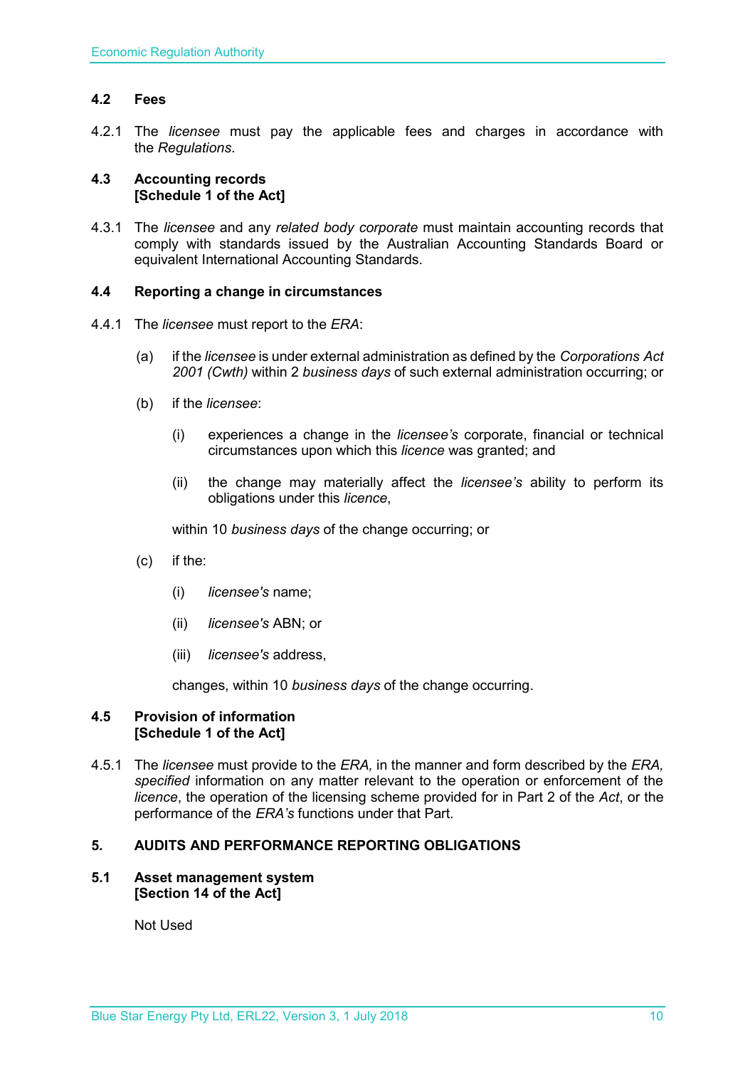### 4.2 Fees

4.2.1 The *licensee* must pay the applicable fees and charges in accordance with the *Regulations*.

### 4.3 Accounting records [Schedule 1 of the Act]

4.3.1 The *licensee* and any *related body corporate* must maintain accounting records that comply with standards issued by the Australian Accounting Standards Board or equivalent International Accounting Standards.

### 4.4 Reporting a change in circumstances

4.4.1 The *licensee* must report to the *ERA*:

(a) if the *licensee* is under external administration as defined by the *Corporations Act 2001 (Cwth)* within 2 *business days* of such external administration occurring; or

(b) if the *licensee*:

(i) experiences a change in the *licensee's* corporate, financial or technical circumstances upon which this *licence* was granted; and

(ii) the change may materially affect the *licensee's* ability to perform its obligations under this *licence*,

within 10 *business days* of the change occurring; or

(c) if the:

(i) *licensee's* name;

(ii) *licensee's* ABN; or

(iii) *licensee's* address,

changes, within 10 *business days* of the change occurring.

### 4.5 Provision of information [Schedule 1 of the Act]

4.5.1 The *licensee* must provide to the *ERA,* in the manner and form described by the *ERA, specified* information on any matter relevant to the operation or enforcement of the *licence*, the operation of the licensing scheme provided for in Part 2 of the *Act*, or the performance of the *ERA's* functions under that Part.

## 5. AUDITS AND PERFORMANCE REPORTING OBLIGATIONS

### 5.1 Asset management system [Section 14 of the Act]

Not Used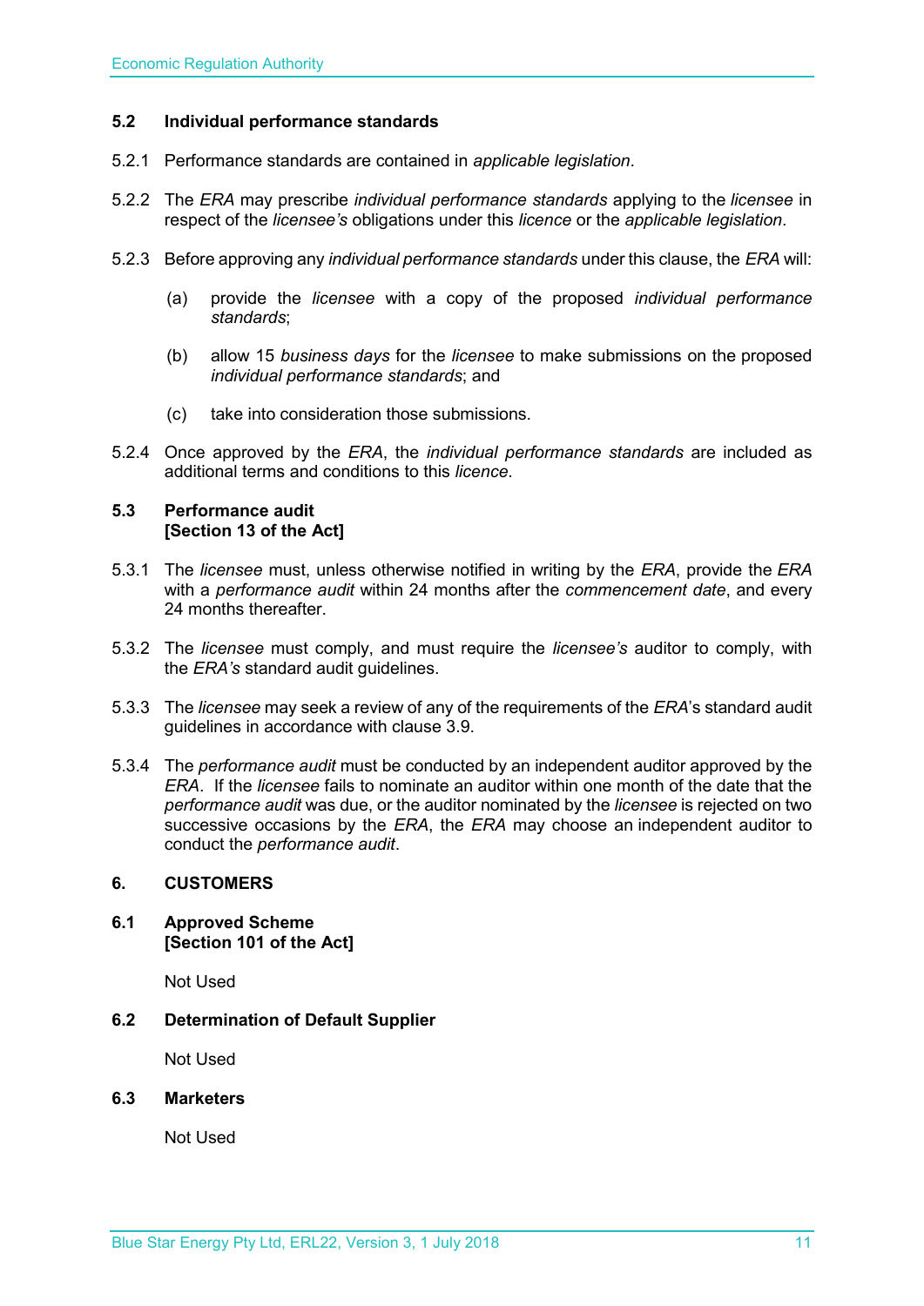### 5.2 Individual performance standards

5.2.1 Performance standards are contained in *applicable legislation*.

5.2.2 The *ERA* may prescribe *individual performance standards* applying to the *licensee* in respect of the *licensee's* obligations under this *licence* or the *applicable legislation*.

5.2.3 Before approving any *individual performance standards* under this clause, the *ERA* will:

(a) provide the *licensee* with a copy of the proposed *individual performance standards*;

(b) allow 15 *business days* for the *licensee* to make submissions on the proposed *individual performance standards*; and

(c) take into consideration those submissions.

5.2.4 Once approved by the *ERA*, the *individual performance standards* are included as additional terms and conditions to this *licence*.

### 5.3 Performance audit [Section 13 of the Act]

5.3.1 The *licensee* must, unless otherwise notified in writing by the *ERA*, provide the *ERA* with a *performance audit* within 24 months after the *commencement date*, and every 24 months thereafter.

5.3.2 The *licensee* must comply, and must require the *licensee's* auditor to comply, with the *ERA's* standard audit guidelines.

5.3.3 The *licensee* may seek a review of any of the requirements of the *ERA*'s standard audit guidelines in accordance with clause 3.9.

5.3.4 The *performance audit* must be conducted by an independent auditor approved by the *ERA*. If the *licensee* fails to nominate an auditor within one month of the date that the *performance audit* was due, or the auditor nominated by the *licensee* is rejected on two successive occasions by the *ERA*, the *ERA* may choose an independent auditor to conduct the *performance audit*.

## 6. CUSTOMERS

### 6.1 Approved Scheme [Section 101 of the Act]

Not Used

### 6.2 Determination of Default Supplier

Not Used

### 6.3 Marketers

Not Used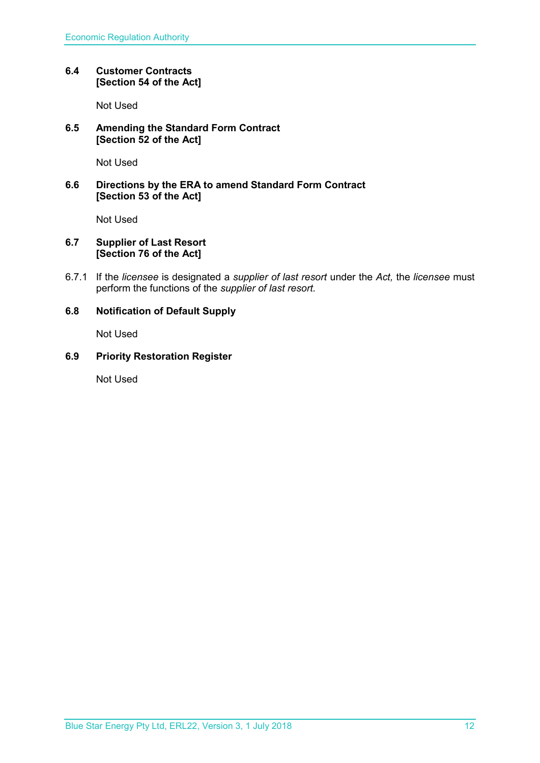### 6.4 Customer Contracts
**[Section 54 of the Act]**

Not Used

### 6.5 Amending the Standard Form Contract
**[Section 52 of the Act]**

Not Used

### 6.6 Directions by the ERA to amend Standard Form Contract
**[Section 53 of the Act]**

Not Used

### 6.7 Supplier of Last Resort
**[Section 76 of the Act]**

6.7.1 If the *licensee* is designated a *supplier of last resort* under the *Act,* the *licensee* must perform the functions of the *supplier of last resort*.

### 6.8 Notification of Default Supply

Not Used

### 6.9 Priority Restoration Register

Not Used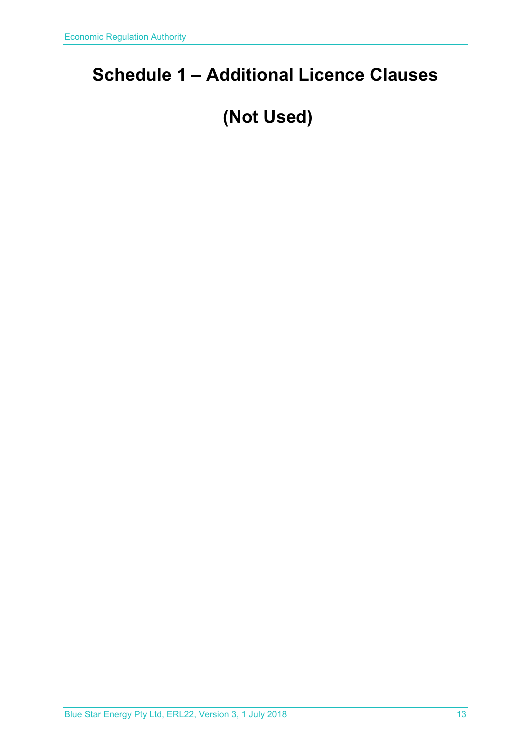# Schedule 1 – Additional Licence Clauses

# (Not Used)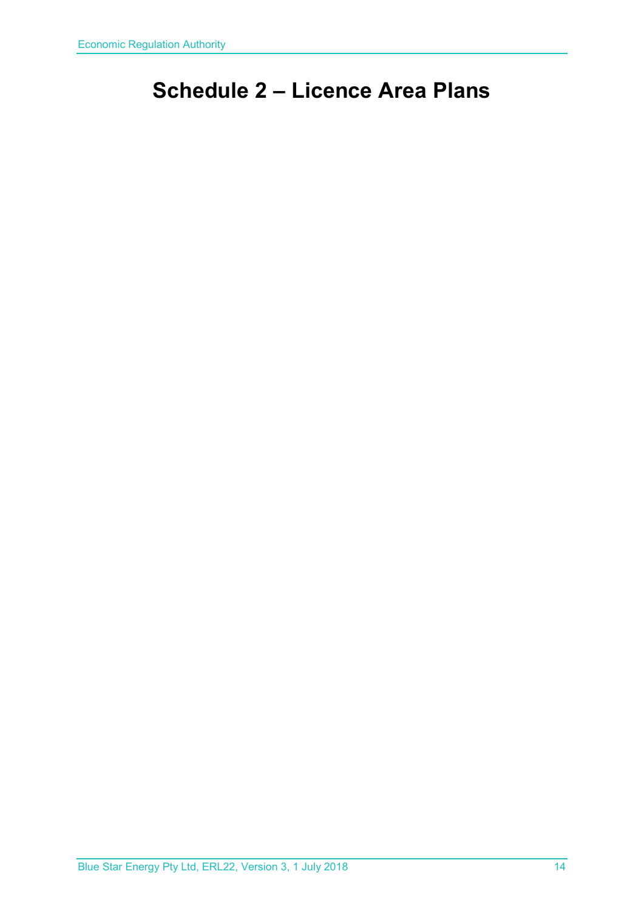# Schedule 2 – Licence Area Plans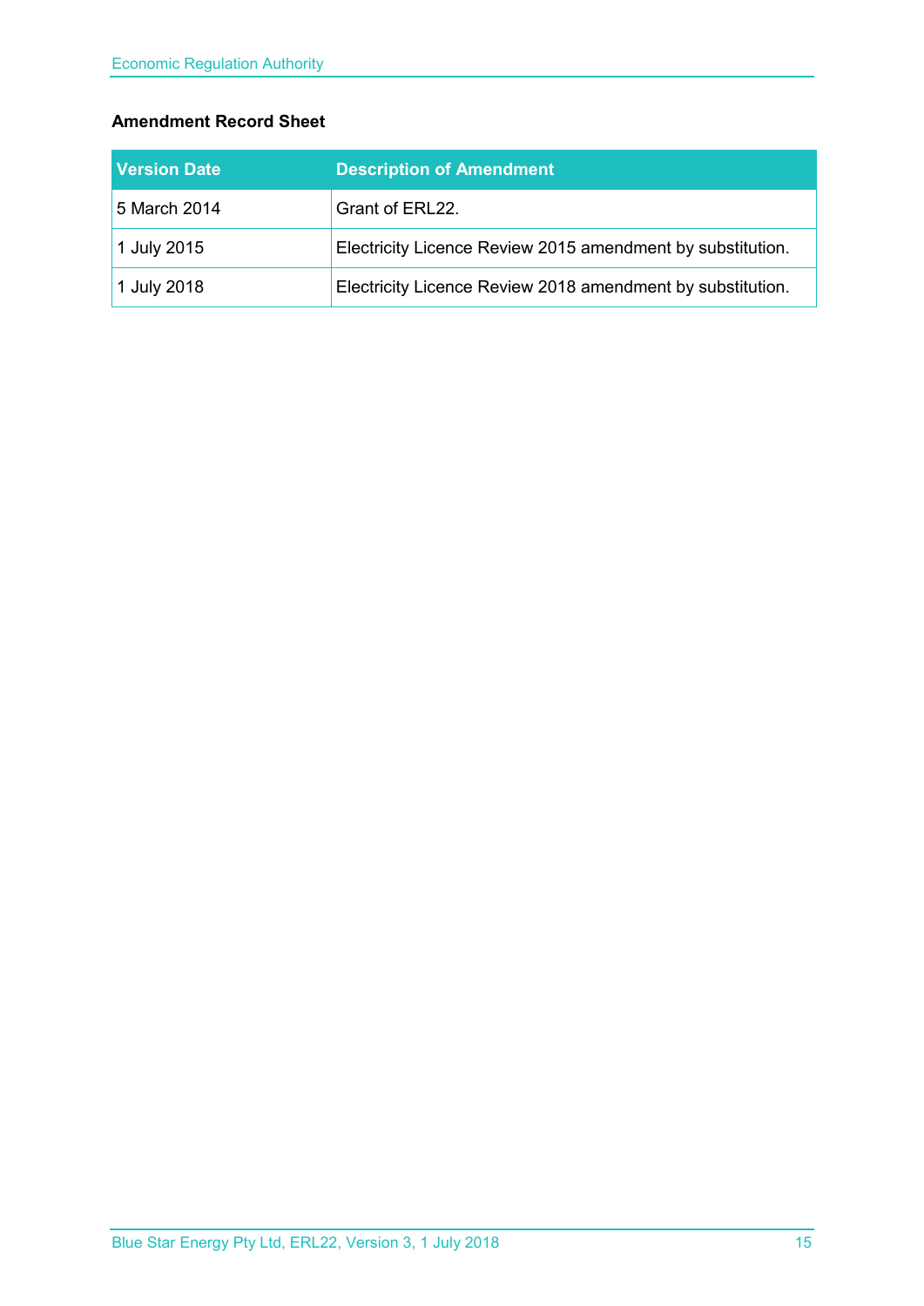**Amendment Record Sheet**

| Version Date | Description of Amendment |
| --- | --- |
| 5 March 2014 | Grant of ERL22. |
| 1 July 2015 | Electricity Licence Review 2015 amendment by substitution. |
| 1 July 2018 | Electricity Licence Review 2018 amendment by substitution. |